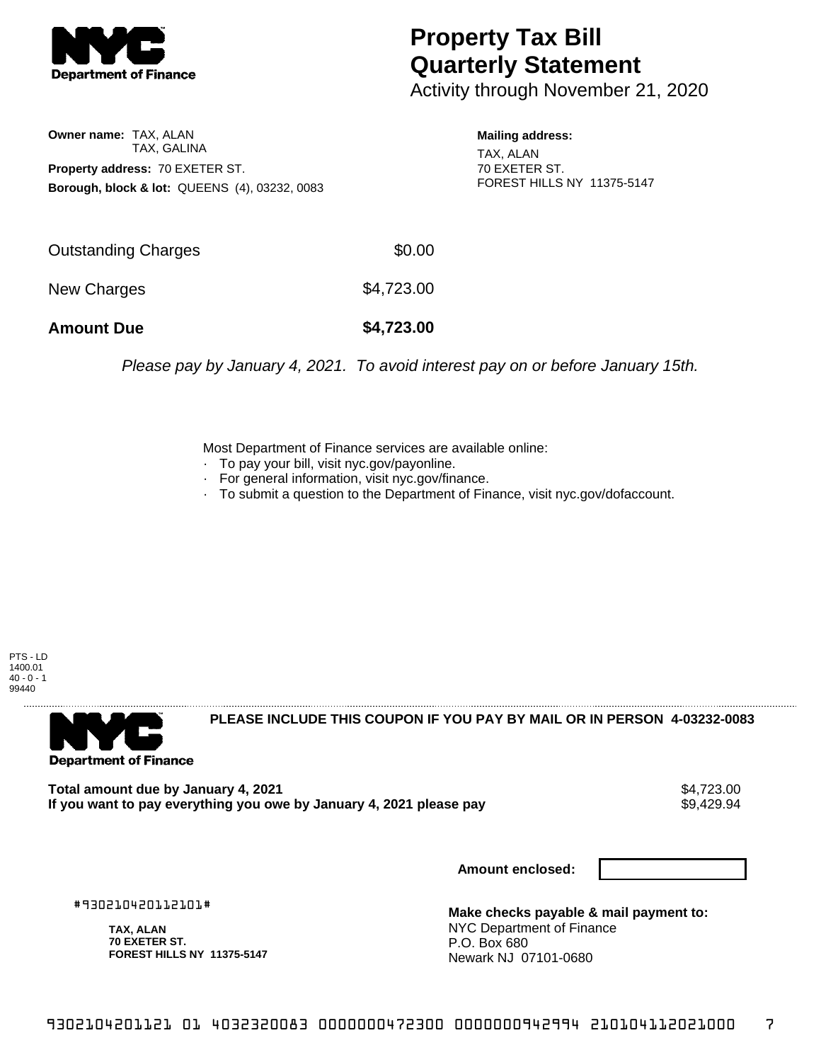# Property Tax Bill Quarterly Statement

Activity through November 21, 2020

**Owner name:** TAX, ALAN
TAX, GALINA

**Property address:** 70 EXETER ST.

**Borough, block & lot:** QUEENS (4), 03232, 0083

**Mailing address:**
TAX, ALAN
70 EXETER ST.
FOREST HILLS NY 11375-5147

| | |
|---|---|
| Outstanding Charges | $0.00 |
| New Charges | $4,723.00 |
| **Amount Due** | **$4,723.00** |

*Please pay by January 4, 2021. To avoid interest pay on or before January 15th.*

Most Department of Finance services are available online:
- To pay your bill, visit nyc.gov/payonline.
- For general information, visit nyc.gov/finance.
- To submit a question to the Department of Finance, visit nyc.gov/dofaccount.

PTS - LD
1400.01
40 - 0 - 1
99440

**PLEASE INCLUDE THIS COUPON IF YOU PAY BY MAIL OR IN PERSON 4-03232-0083**

**Total amount due by January 4, 2021** $4,723.00
**If you want to pay everything you owe by January 4, 2021 please pay** $9,429.94

**Amount enclosed:**

#930210420112101#

**TAX, ALAN**
**70 EXETER ST.**
**FOREST HILLS NY 11375-5147**

**Make checks payable & mail payment to:**
NYC Department of Finance
P.O. Box 680
Newark NJ 07101-0680

9302104201121 01 4032320083 0000000472300 0000000942994 210104112021000 7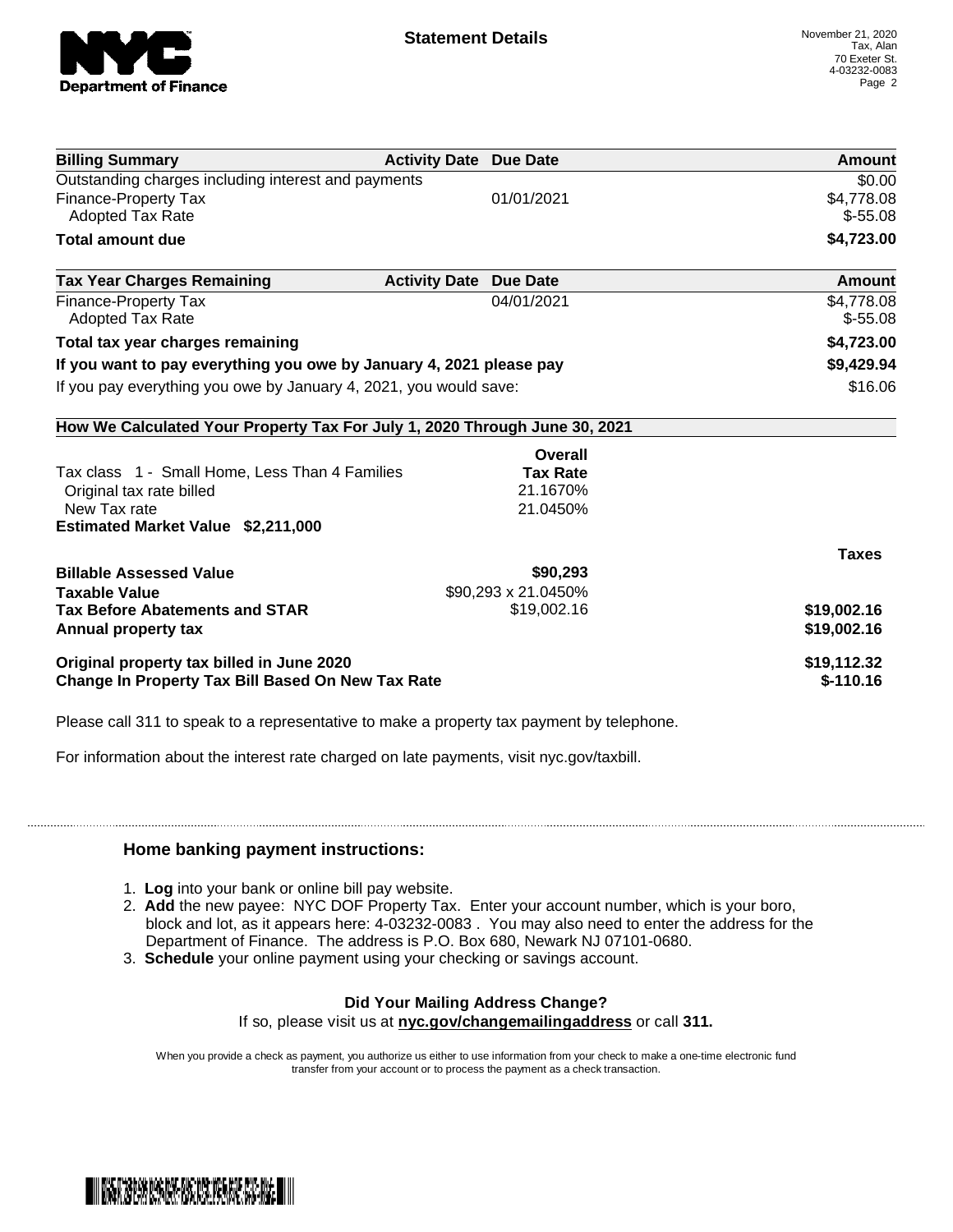**Statement Details**

November 21, 2020
Tax, Alan
70 Exeter St.
4-03232-0083

| Billing Summary | Activity Date | Due Date | Amount |
|---|---|---|---|
| Outstanding charges including interest and payments | | | $0.00 |
| Finance-Property Tax | | 01/01/2021 | $4,778.08 |
| Adopted Tax Rate | | | $-55.08 |
| **Total amount due** | | | **$4,723.00** |

| Tax Year Charges Remaining | Activity Date | Due Date | Amount |
|---|---|---|---|
| Finance-Property Tax | | 04/01/2021 | $4,778.08 |
| Adopted Tax Rate | | | $-55.08 |
| **Total tax year charges remaining** | | | **$4,723.00** |
| **If you want to pay everything you owe by January 4, 2021 please pay** | | | **$9,429.94** |
| If you pay everything you owe by January 4, 2021, you would save: | | | $16.06 |

**How We Calculated Your Property Tax For July 1, 2020 Through June 30, 2021**

| | Overall Tax Rate | |
|---|---|---|
| Tax class 1 - Small Home, Less Than 4 Families | | |
| Original tax rate billed | 21.1670% | |
| New Tax rate | 21.0450% | |
| **Estimated Market Value $2,211,000** | | |
| | | **Taxes** |
| **Billable Assessed Value** | **$90,293** | |
| **Taxable Value** | $90,293 x 21.0450% | |
| **Tax Before Abatements and STAR** | $19,002.16 | **$19,002.16** |
| **Annual property tax** | | **$19,002.16** |
| **Original property tax billed in June 2020** | | **$19,112.32** |
| **Change In Property Tax Bill Based On New Tax Rate** | | **$-110.16** |

Please call 311 to speak to a representative to make a property tax payment by telephone.

For information about the interest rate charged on late payments, visit nyc.gov/taxbill.

### Home banking payment instructions:

1. **Log** into your bank or online bill pay website.
2. **Add** the new payee: NYC DOF Property Tax. Enter your account number, which is your boro, block and lot, as it appears here: 4-03232-0083 . You may also need to enter the address for the Department of Finance. The address is P.O. Box 680, Newark NJ 07101-0680.
3. **Schedule** your online payment using your checking or savings account.

**Did Your Mailing Address Change?**

If so, please visit us at **nyc.gov/changemailingaddress** or call **311.**

When you provide a check as payment, you authorize us either to use information from your check to make a one-time electronic fund transfer from your account or to process the payment as a check transaction.